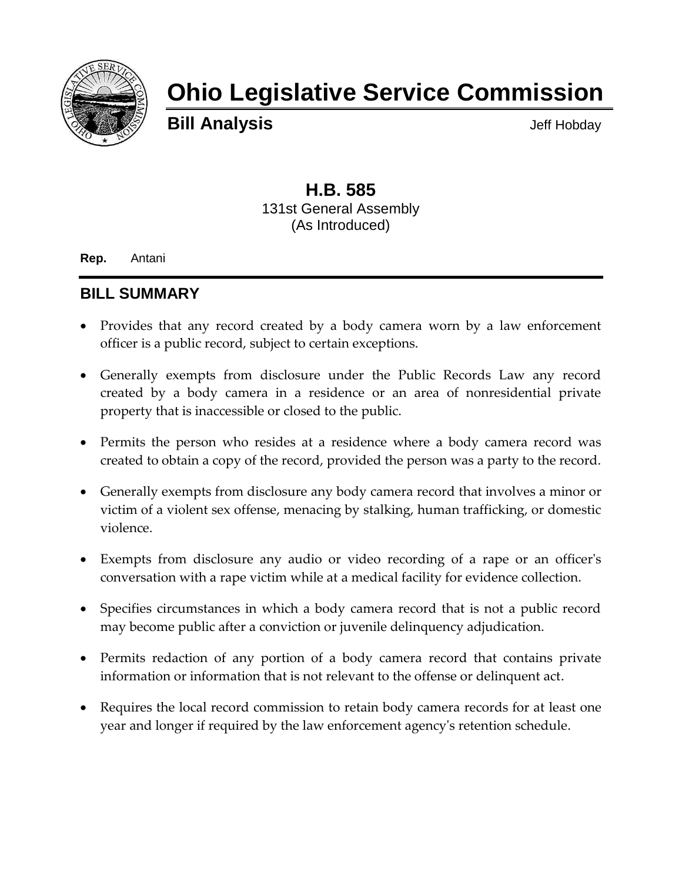# Ohio Legislative Service Commission

**Bill Analysis** Jeff Hobday

## H.B. 585

131st General Assembly
(As Introduced)

**Rep.** Antani

## BILL SUMMARY

- Provides that any record created by a body camera worn by a law enforcement officer is a public record, subject to certain exceptions.
- Generally exempts from disclosure under the Public Records Law any record created by a body camera in a residence or an area of nonresidential private property that is inaccessible or closed to the public.
- Permits the person who resides at a residence where a body camera record was created to obtain a copy of the record, provided the person was a party to the record.
- Generally exempts from disclosure any body camera record that involves a minor or victim of a violent sex offense, menacing by stalking, human trafficking, or domestic violence.
- Exempts from disclosure any audio or video recording of a rape or an officer's conversation with a rape victim while at a medical facility for evidence collection.
- Specifies circumstances in which a body camera record that is not a public record may become public after a conviction or juvenile delinquency adjudication.
- Permits redaction of any portion of a body camera record that contains private information or information that is not relevant to the offense or delinquent act.
- Requires the local record commission to retain body camera records for at least one year and longer if required by the law enforcement agency's retention schedule.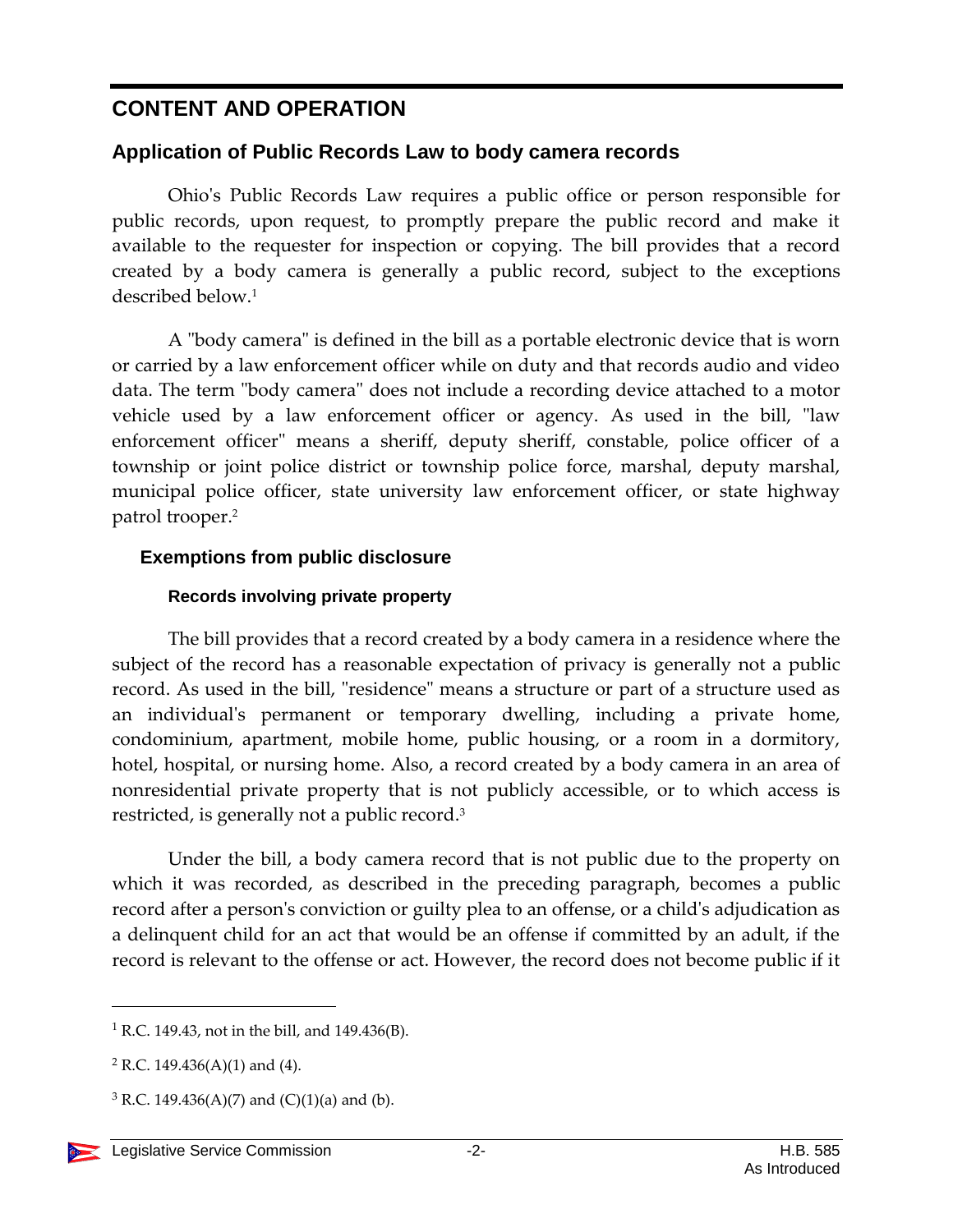## CONTENT AND OPERATION

### Application of Public Records Law to body camera records

Ohio's Public Records Law requires a public office or person responsible for public records, upon request, to promptly prepare the public record and make it available to the requester for inspection or copying. The bill provides that a record created by a body camera is generally a public record, subject to the exceptions described below.[1]

A "body camera" is defined in the bill as a portable electronic device that is worn or carried by a law enforcement officer while on duty and that records audio and video data. The term "body camera" does not include a recording device attached to a motor vehicle used by a law enforcement officer or agency. As used in the bill, "law enforcement officer" means a sheriff, deputy sheriff, constable, police officer of a township or joint police district or township police force, marshal, deputy marshal, municipal police officer, state university law enforcement officer, or state highway patrol trooper.[2]

#### Exemptions from public disclosure

##### Records involving private property

The bill provides that a record created by a body camera in a residence where the subject of the record has a reasonable expectation of privacy is generally not a public record. As used in the bill, "residence" means a structure or part of a structure used as an individual's permanent or temporary dwelling, including a private home, condominium, apartment, mobile home, public housing, or a room in a dormitory, hotel, hospital, or nursing home. Also, a record created by a body camera in an area of nonresidential private property that is not publicly accessible, or to which access is restricted, is generally not a public record.[3]

Under the bill, a body camera record that is not public due to the property on which it was recorded, as described in the preceding paragraph, becomes a public record after a person's conviction or guilty plea to an offense, or a child's adjudication as a delinquent child for an act that would be an offense if committed by an adult, if the record is relevant to the offense or act. However, the record does not become public if it

---

[1] R.C. 149.43, not in the bill, and 149.436(B).

[2] R.C. 149.436(A)(1) and (4).

[3] R.C. 149.436(A)(7) and (C)(1)(a) and (b).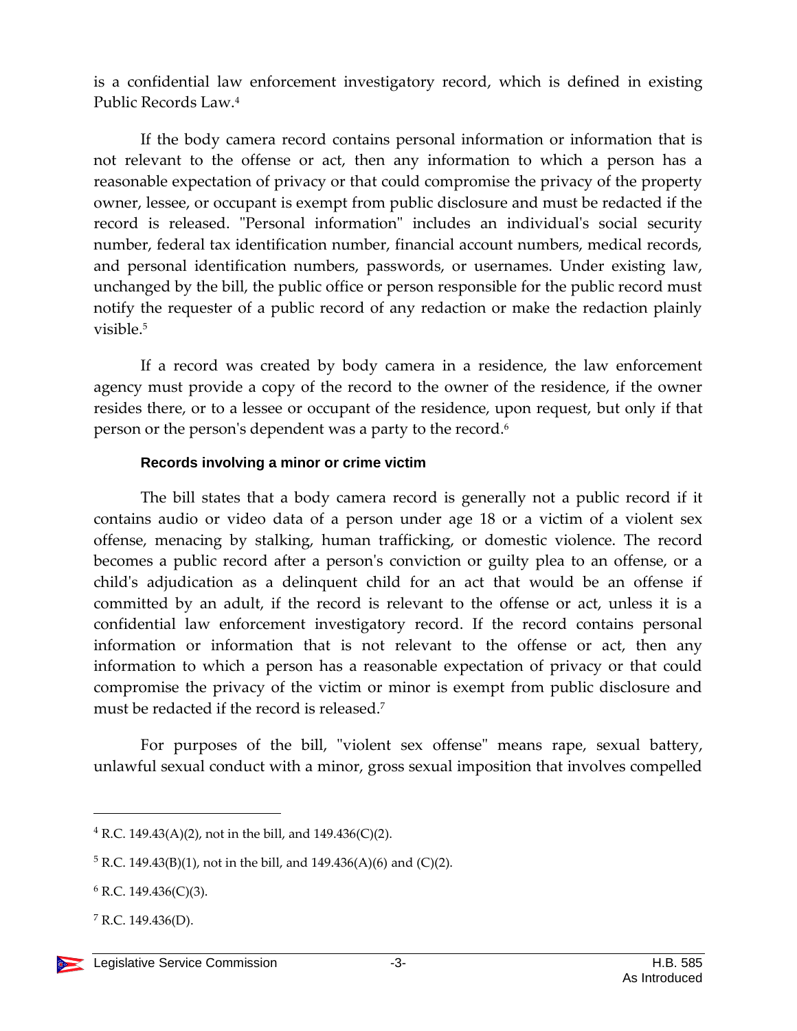is a confidential law enforcement investigatory record, which is defined in existing Public Records Law.[4]

If the body camera record contains personal information or information that is not relevant to the offense or act, then any information to which a person has a reasonable expectation of privacy or that could compromise the privacy of the property owner, lessee, or occupant is exempt from public disclosure and must be redacted if the record is released. "Personal information" includes an individual's social security number, federal tax identification number, financial account numbers, medical records, and personal identification numbers, passwords, or usernames. Under existing law, unchanged by the bill, the public office or person responsible for the public record must notify the requester of a public record of any redaction or make the redaction plainly visible.[5]

If a record was created by body camera in a residence, the law enforcement agency must provide a copy of the record to the owner of the residence, if the owner resides there, or to a lessee or occupant of the residence, upon request, but only if that person or the person's dependent was a party to the record.[6]

#### Records involving a minor or crime victim

The bill states that a body camera record is generally not a public record if it contains audio or video data of a person under age 18 or a victim of a violent sex offense, menacing by stalking, human trafficking, or domestic violence. The record becomes a public record after a person's conviction or guilty plea to an offense, or a child's adjudication as a delinquent child for an act that would be an offense if committed by an adult, if the record is relevant to the offense or act, unless it is a confidential law enforcement investigatory record. If the record contains personal information or information that is not relevant to the offense or act, then any information to which a person has a reasonable expectation of privacy or that could compromise the privacy of the victim or minor is exempt from public disclosure and must be redacted if the record is released.[7]

For purposes of the bill, "violent sex offense" means rape, sexual battery, unlawful sexual conduct with a minor, gross sexual imposition that involves compelled

---

[4] R.C. 149.43(A)(2), not in the bill, and 149.436(C)(2).

[5] R.C. 149.43(B)(1), not in the bill, and 149.436(A)(6) and (C)(2).

[6] R.C. 149.436(C)(3).

[7] R.C. 149.436(D).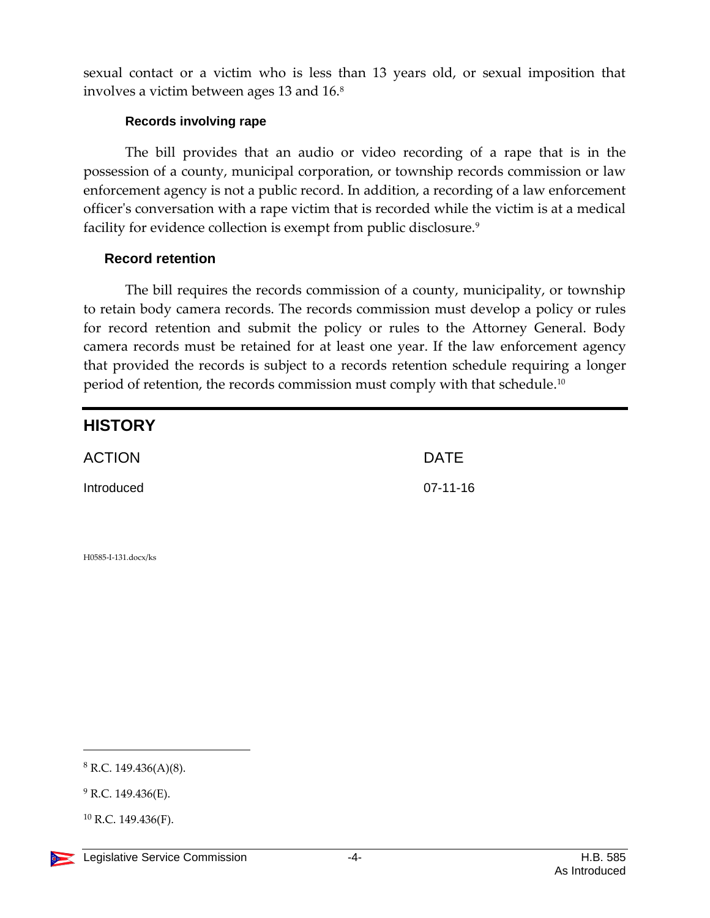sexual contact or a victim who is less than 13 years old, or sexual imposition that involves a victim between ages 13 and 16.[8]

#### Records involving rape

The bill provides that an audio or video recording of a rape that is in the possession of a county, municipal corporation, or township records commission or law enforcement agency is not a public record. In addition, a recording of a law enforcement officer's conversation with a rape victim that is recorded while the victim is at a medical facility for evidence collection is exempt from public disclosure.[9]

### Record retention

The bill requires the records commission of a county, municipality, or township to retain body camera records. The records commission must develop a policy or rules for record retention and submit the policy or rules to the Attorney General. Body camera records must be retained for at least one year. If the law enforcement agency that provided the records is subject to a records retention schedule requiring a longer period of retention, the records commission must comply with that schedule.[10]

## HISTORY

| ACTION | DATE |
| --- | --- |
| Introduced | 07-11-16 |

H0585-I-131.docx/ks

---

[8] R.C. 149.436(A)(8).

[9] R.C. 149.436(E).

[10] R.C. 149.436(F).